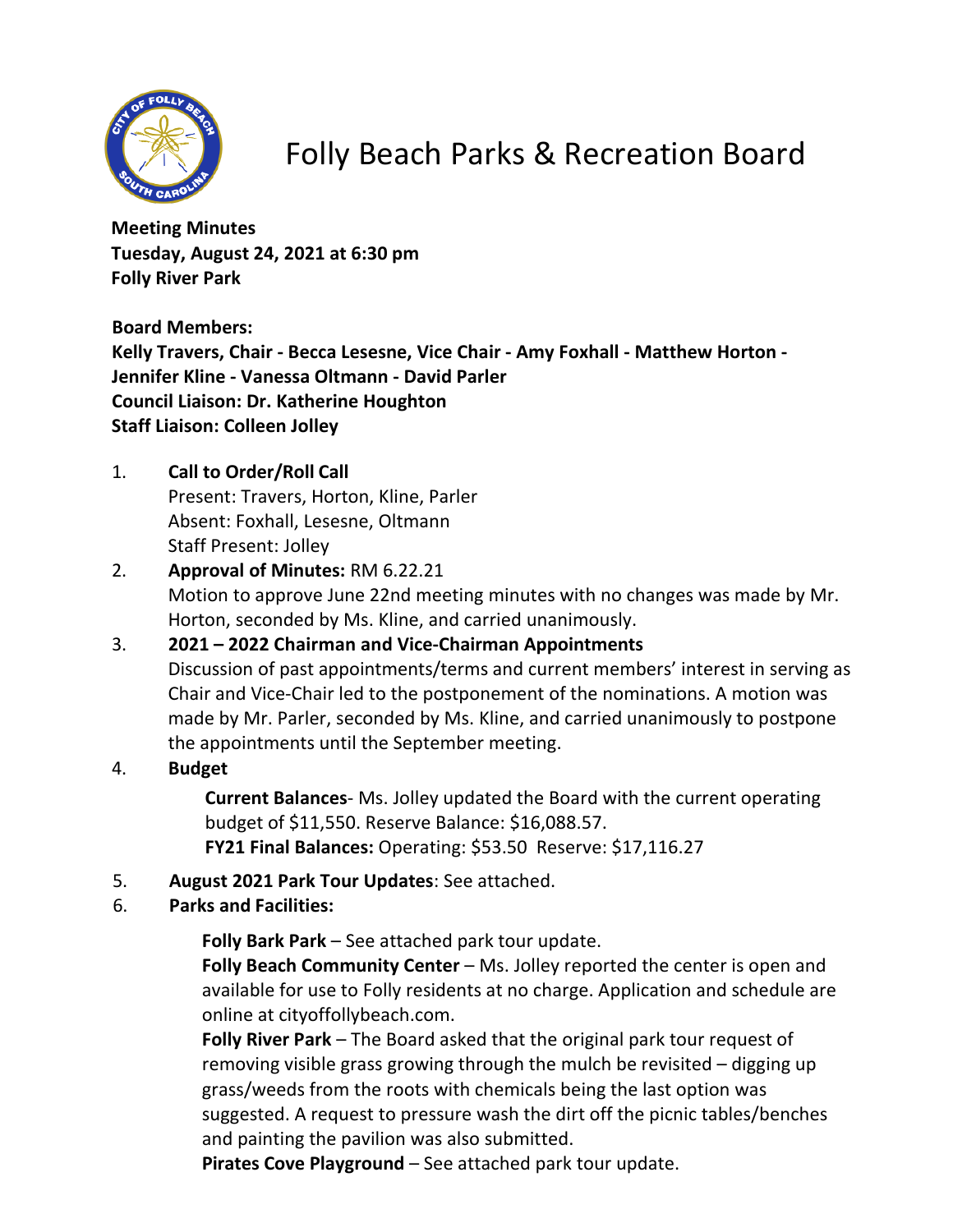# Folly Beach Parks & Recreation Board

**Meeting Minutes**
**Tuesday, August 24, 2021 at 6:30 pm**
**Folly River Park**

**Board Members:**
**Kelly Travers, Chair - Becca Lesesne, Vice Chair - Amy Foxhall - Matthew Horton - Jennifer Kline - Vanessa Oltmann - David Parler**
**Council Liaison: Dr. Katherine Houghton**
**Staff Liaison: Colleen Jolley**

1. **Call to Order/Roll Call**
   Present: Travers, Horton, Kline, Parler
   Absent: Foxhall, Lesesne, Oltmann
   Staff Present: Jolley
2. **Approval of Minutes:** RM 6.22.21
   Motion to approve June 22nd meeting minutes with no changes was made by Mr. Horton, seconded by Ms. Kline, and carried unanimously.
3. **2021 – 2022 Chairman and Vice-Chairman Appointments**
   Discussion of past appointments/terms and current members' interest in serving as Chair and Vice-Chair led to the postponement of the nominations. A motion was made by Mr. Parler, seconded by Ms. Kline, and carried unanimously to postpone the appointments until the September meeting.
4. **Budget**

   **Current Balances**- Ms. Jolley updated the Board with the current operating budget of $11,550. Reserve Balance: $16,088.57.
   **FY21 Final Balances:** Operating: $53.50 Reserve: $17,116.27

5. **August 2021 Park Tour Updates**: See attached.
6. **Parks and Facilities:**

   **Folly Bark Park** – See attached park tour update.
   **Folly Beach Community Center** – Ms. Jolley reported the center is open and available for use to Folly residents at no charge. Application and schedule are online at cityoffollybeach.com.
   **Folly River Park** – The Board asked that the original park tour request of removing visible grass growing through the mulch be revisited – digging up grass/weeds from the roots with chemicals being the last option was suggested. A request to pressure wash the dirt off the picnic tables/benches and painting the pavilion was also submitted.
   **Pirates Cove Playground** – See attached park tour update.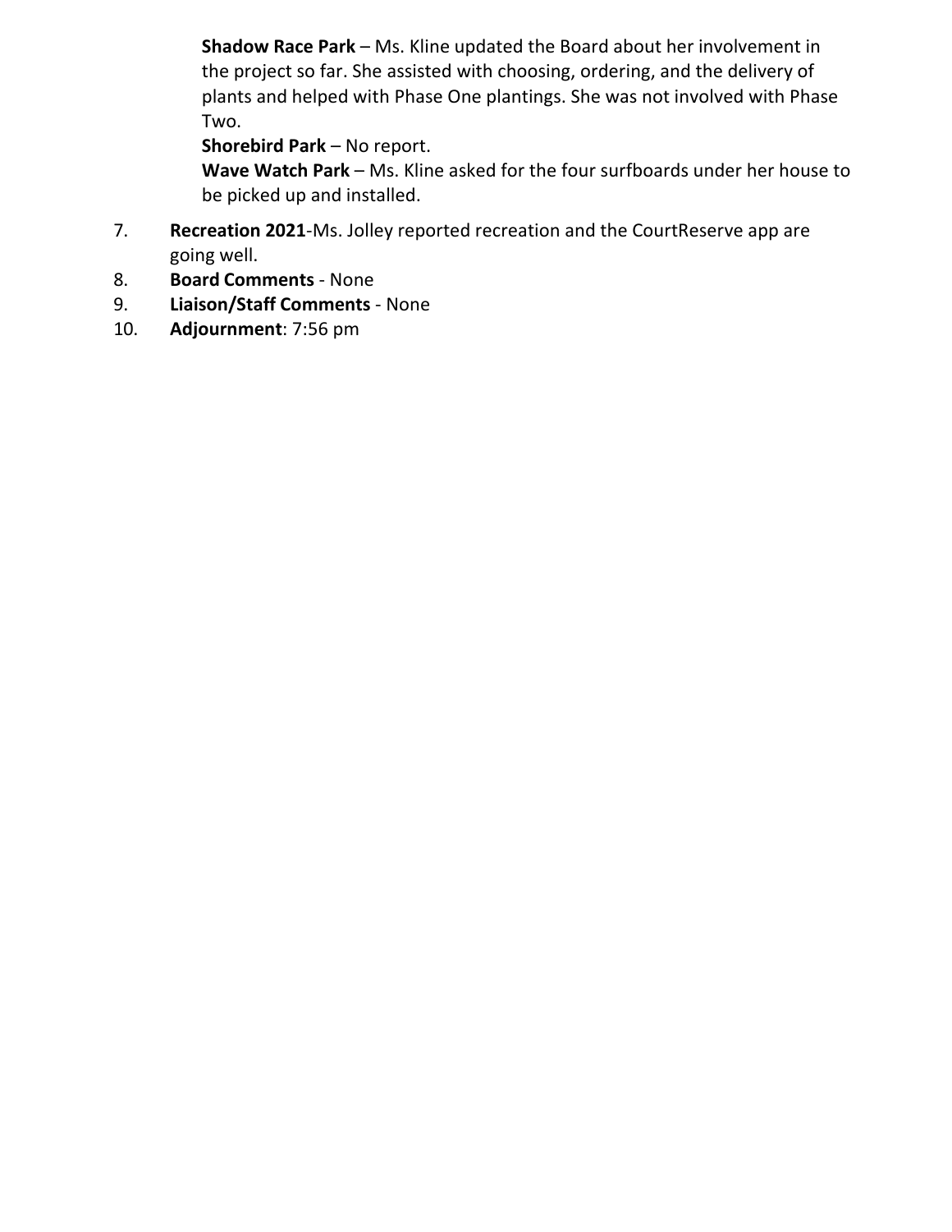**Shadow Race Park** – Ms. Kline updated the Board about her involvement in the project so far. She assisted with choosing, ordering, and the delivery of plants and helped with Phase One plantings. She was not involved with Phase Two.

**Shorebird Park** – No report.

**Wave Watch Park** – Ms. Kline asked for the four surfboards under her house to be picked up and installed.

7. **Recreation 2021**-Ms. Jolley reported recreation and the CourtReserve app are going well.
8. **Board Comments** - None
9. **Liaison/Staff Comments** - None
10. **Adjournment**: 7:56 pm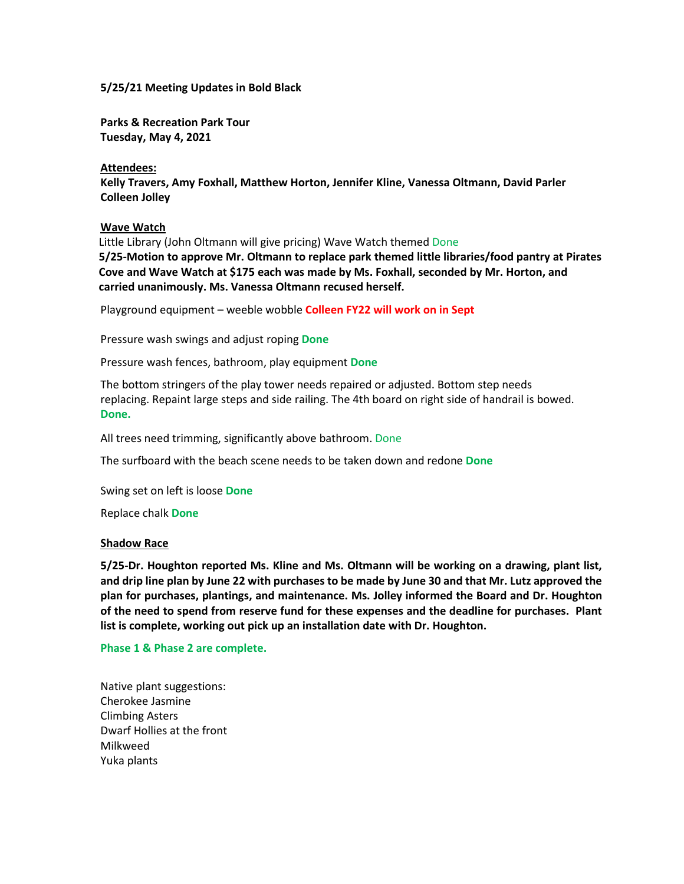**5/25/21 Meeting Updates in Bold Black**

**Parks & Recreation Park Tour**
**Tuesday, May 4, 2021**

**Attendees:**
**Kelly Travers, Amy Foxhall, Matthew Horton, Jennifer Kline, Vanessa Oltmann, David Parler Colleen Jolley**

**Wave Watch**

Little Library (John Oltmann will give pricing) Wave Watch themed Done

**5/25-Motion to approve Mr. Oltmann to replace park themed little libraries/food pantry at Pirates Cove and Wave Watch at $175 each was made by Ms. Foxhall, seconded by Mr. Horton, and carried unanimously. Ms. Vanessa Oltmann recused herself.**

Playground equipment – weeble wobble **Colleen FY22 will work on in Sept**

Pressure wash swings and adjust roping **Done**

Pressure wash fences, bathroom, play equipment **Done**

The bottom stringers of the play tower needs repaired or adjusted. Bottom step needs replacing. Repaint large steps and side railing. The 4th board on right side of handrail is bowed. **Done.**

All trees need trimming, significantly above bathroom. Done

The surfboard with the beach scene needs to be taken down and redone **Done**

Swing set on left is loose **Done**

Replace chalk **Done**

**Shadow Race**

**5/25-Dr. Houghton reported Ms. Kline and Ms. Oltmann will be working on a drawing, plant list, and drip line plan by June 22 with purchases to be made by June 30 and that Mr. Lutz approved the plan for purchases, plantings, and maintenance. Ms. Jolley informed the Board and Dr. Houghton of the need to spend from reserve fund for these expenses and the deadline for purchases. Plant list is complete, working out pick up an installation date with Dr. Houghton.**

**Phase 1 & Phase 2 are complete.**

Native plant suggestions:
Cherokee Jasmine
Climbing Asters
Dwarf Hollies at the front
Milkweed
Yuka plants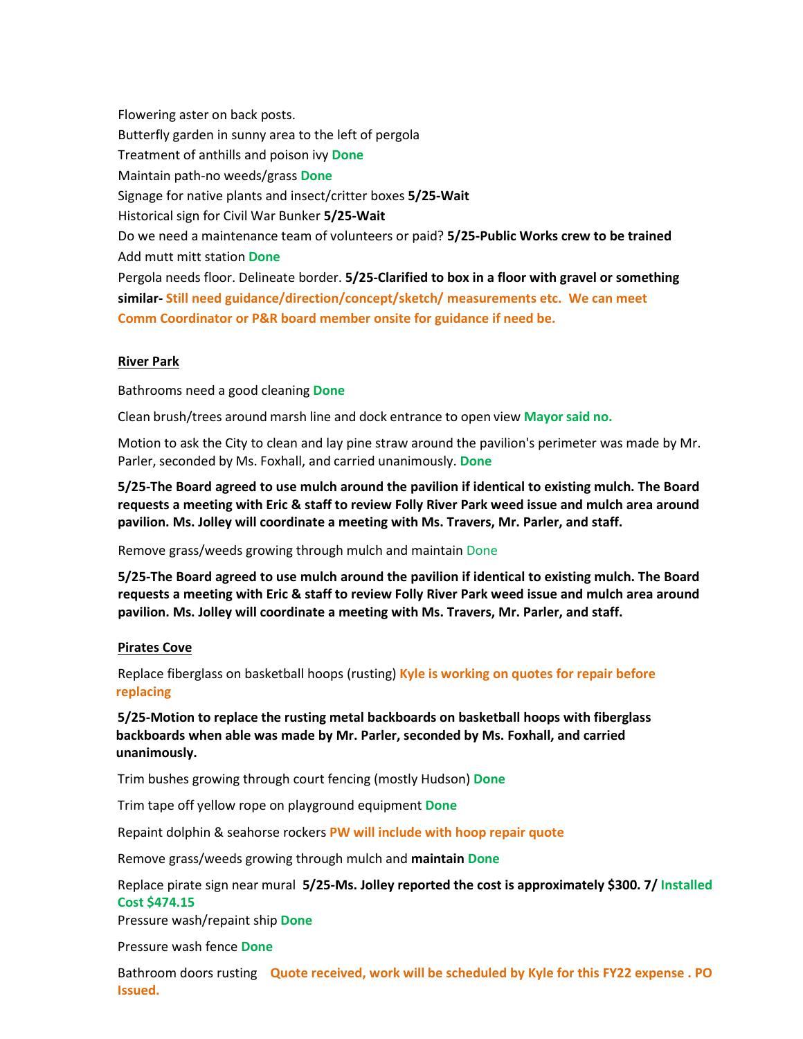Flowering aster on back posts.

Butterfly garden in sunny area to the left of pergola

Treatment of anthills and poison ivy **Done**

Maintain path-no weeds/grass **Done**

Signage for native plants and insect/critter boxes **5/25-Wait**

Historical sign for Civil War Bunker **5/25-Wait**

Do we need a maintenance team of volunteers or paid? **5/25-Public Works crew to be trained**

Add mutt mitt station **Done**

Pergola needs floor. Delineate border. **5/25-Clarified to box in a floor with gravel or something similar- Still need guidance/direction/concept/sketch/ measurements etc. We can meet Comm Coordinator or P&R board member onsite for guidance if need be.**

**River Park**

Bathrooms need a good cleaning **Done**

Clean brush/trees around marsh line and dock entrance to open view **Mayor said no.**

Motion to ask the City to clean and lay pine straw around the pavilion's perimeter was made by Mr. Parler, seconded by Ms. Foxhall, and carried unanimously. **Done**

**5/25-The Board agreed to use mulch around the pavilion if identical to existing mulch. The Board requests a meeting with Eric & staff to review Folly River Park weed issue and mulch area around pavilion. Ms. Jolley will coordinate a meeting with Ms. Travers, Mr. Parler, and staff.**

Remove grass/weeds growing through mulch and maintain Done

**5/25-The Board agreed to use mulch around the pavilion if identical to existing mulch. The Board requests a meeting with Eric & staff to review Folly River Park weed issue and mulch area around pavilion. Ms. Jolley will coordinate a meeting with Ms. Travers, Mr. Parler, and staff.**

**Pirates Cove**

Replace fiberglass on basketball hoops (rusting) **Kyle is working on quotes for repair before replacing**

**5/25-Motion to replace the rusting metal backboards on basketball hoops with fiberglass backboards when able was made by Mr. Parler, seconded by Ms. Foxhall, and carried unanimously.**

Trim bushes growing through court fencing (mostly Hudson) **Done**

Trim tape off yellow rope on playground equipment **Done**

Repaint dolphin & seahorse rockers **PW will include with hoop repair quote**

Remove grass/weeds growing through mulch and **maintain Done**

Replace pirate sign near mural **5/25-Ms. Jolley reported the cost is approximately $300. 7/ Installed Cost $474.15**

Pressure wash/repaint ship **Done**

Pressure wash fence **Done**

Bathroom doors rusting **Quote received, work will be scheduled by Kyle for this FY22 expense . PO Issued.**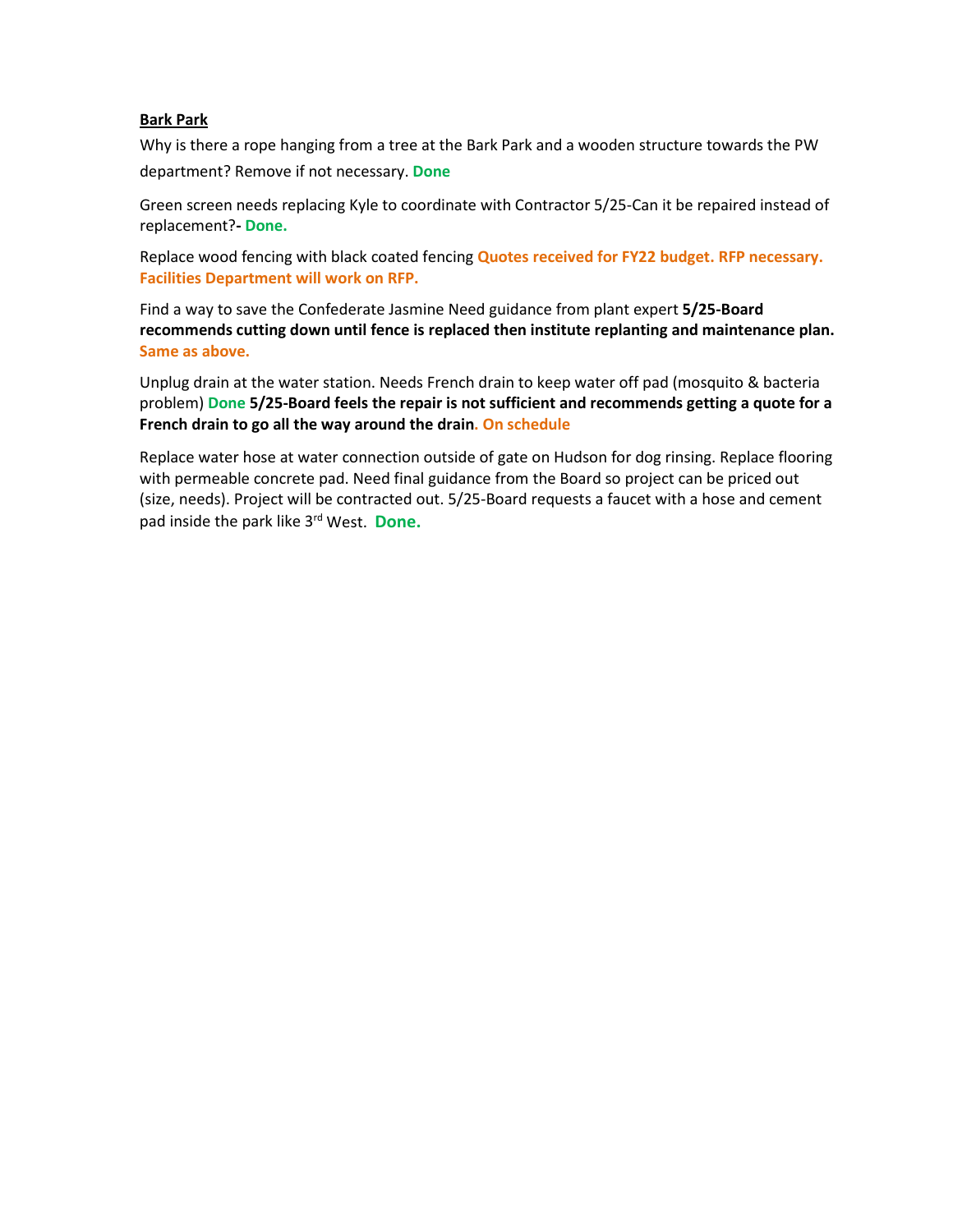**Bark Park**

Why is there a rope hanging from a tree at the Bark Park and a wooden structure towards the PW department? Remove if not necessary. **Done**

Green screen needs replacing Kyle to coordinate with Contractor 5/25-Can it be repaired instead of replacement?**- Done.**

Replace wood fencing with black coated fencing **Quotes received for FY22 budget. RFP necessary. Facilities Department will work on RFP.**

Find a way to save the Confederate Jasmine Need guidance from plant expert **5/25-Board recommends cutting down until fence is replaced then institute replanting and maintenance plan. Same as above.**

Unplug drain at the water station. Needs French drain to keep water off pad (mosquito & bacteria problem) **Done 5/25-Board feels the repair is not sufficient and recommends getting a quote for a French drain to go all the way around the drain. On schedule**

Replace water hose at water connection outside of gate on Hudson for dog rinsing. Replace flooring with permeable concrete pad. Need final guidance from the Board so project can be priced out (size, needs). Project will be contracted out. 5/25-Board requests a faucet with a hose and cement pad inside the park like 3rd West. **Done.**